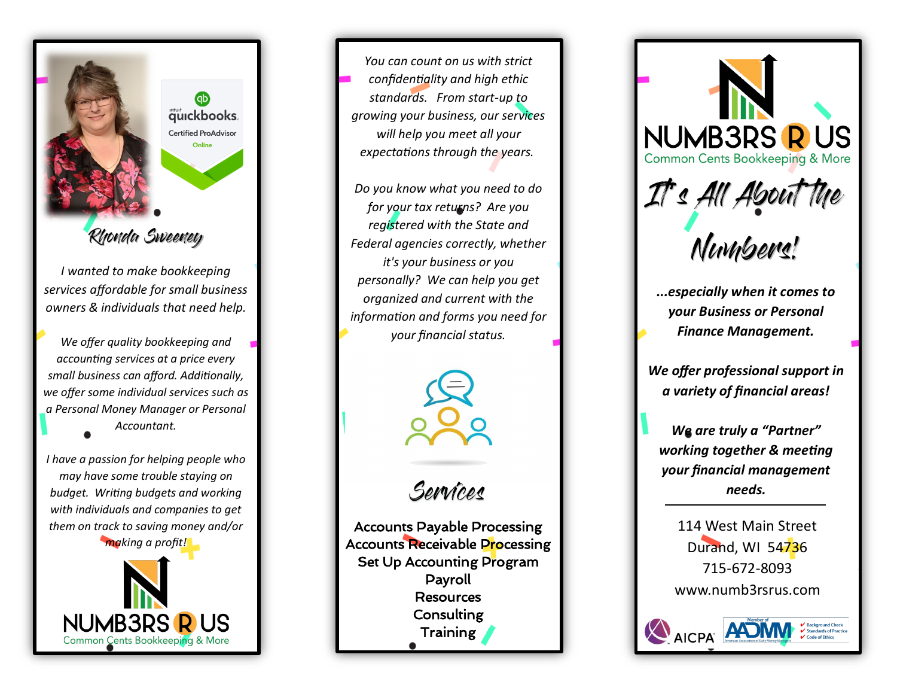## Rhonda Sweeney

*I wanted to make bookkeeping services affordable for small business owners & individuals that need help.*

*We offer quality bookkeeping and accounting services at a price every small business can afford. Additionally, we offer some individual services such as a Personal Money Manager or Personal Accountant.*

*I have a passion for helping people who may have some trouble staying on budget. Writing budgets and working with individuals and companies to get them on track to saving money and/or making a profit!*

NUMB3RS R US
Common Cents Bookkeeping & More

*You can count on us with strict confidentiality and high ethic standards. From start-up to growing your business, our services will help you meet all your expectations through the years.*

*Do you know what you need to do for your tax returns? Are you registered with the State and Federal agencies correctly, whether it's your business or you personally? We can help you get organized and current with the information and forms you need for your financial status.*

## Services

Accounts Payable Processing
Accounts Receivable Processing
Set Up Accounting Program
Payroll
Resources
Consulting
Training

NUMB3RS R US
Common Cents Bookkeeping & More

# It's All About the Numbers!

***...especially when it comes to your Business or Personal Finance Management.***

***We offer professional support in a variety of financial areas!***

***We are truly a "Partner" working together & meeting your financial management needs.***

---

114 West Main Street
Durand, WI 54736
715-672-8093
www.numb3rsrus.com

AICPA

AADMM – Member of American Association of Daily Money Managers
✔ Background Check
✔ Standards of Practice
✔ Code of Ethics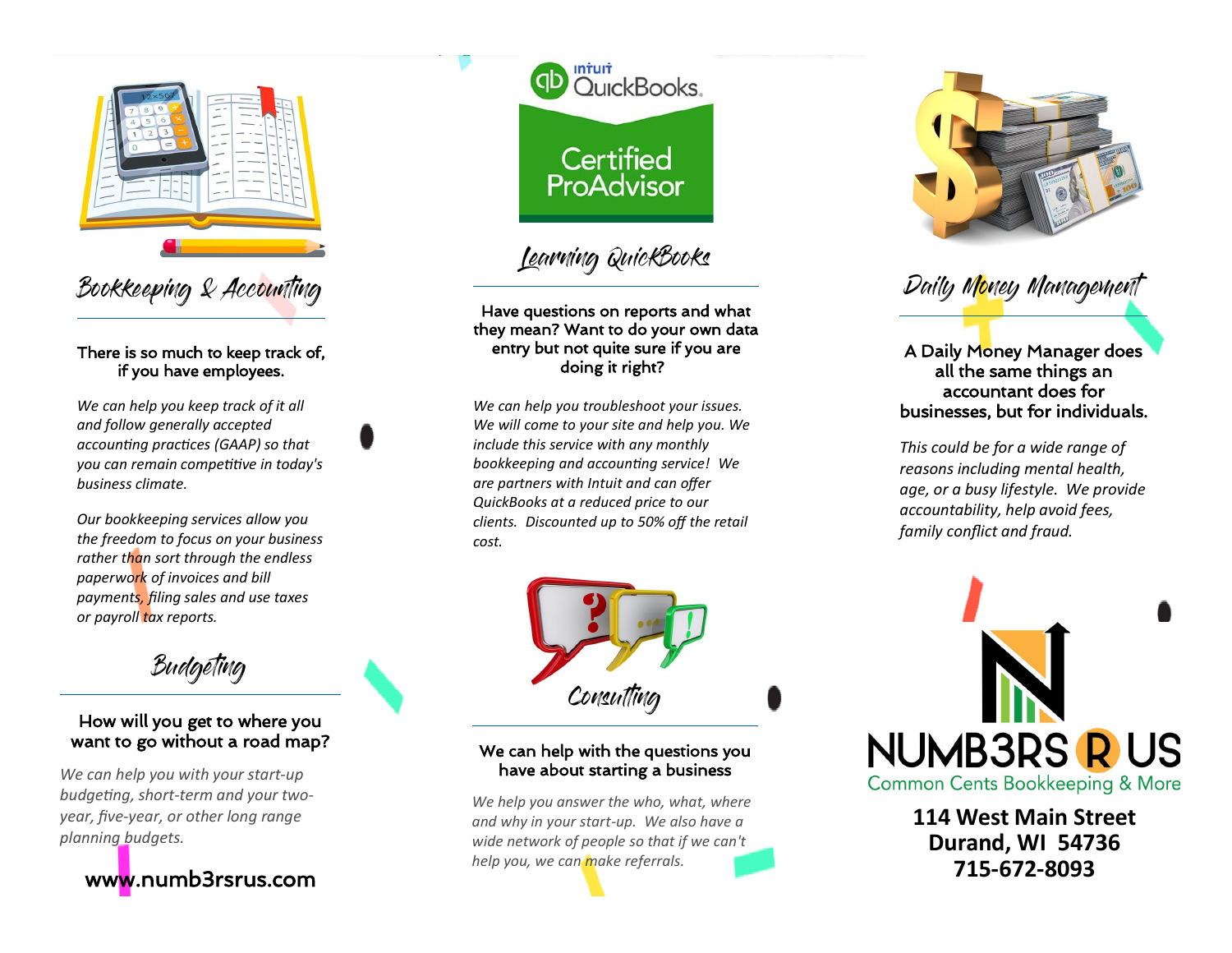## Bookkeeping & Accounting

**There is so much to keep track of, if you have employees.**

*We can help you keep track of it all and follow generally accepted accounting practices (GAAP) so that you can remain competitive in today's business climate.*

*Our bookkeeping services allow you the freedom to focus on your business rather than sort through the endless paperwork of invoices and bill payments, filing sales and use taxes or payroll tax reports.*

## Budgeting

**How will you get to where you want to go without a road map?**

*We can help you with your start-up budgeting, short-term and your two-year, five-year, or other long range planning budgets.*

**www.numb3rsrus.com**

Intuit QuickBooks

Certified ProAdvisor

## Learning QuickBooks

**Have questions on reports and what they mean? Want to do your own data entry but not quite sure if you are doing it right?**

*We can help you troubleshoot your issues. We will come to your site and help you. We include this service with any monthly bookkeeping and accounting service! We are partners with Intuit and can offer QuickBooks at a reduced price to our clients. Discounted up to 50% off the retail cost.*

## Consulting

**We can help with the questions you have about starting a business**

*We help you answer the who, what, where and why in your start-up. We also have a wide network of people so that if we can't help you, we can make referrals.*

## Daily Money Management

**A Daily Money Manager does all the same things an accountant does for businesses, but for individuals.**

*This could be for a wide range of reasons including mental health, age, or a busy lifestyle. We provide accountability, help avoid fees, family conflict and fraud.*

NUMB3RS R US

Common Cents Bookkeeping & More

**114 West Main Street**
**Durand, WI 54736**
**715-672-8093**